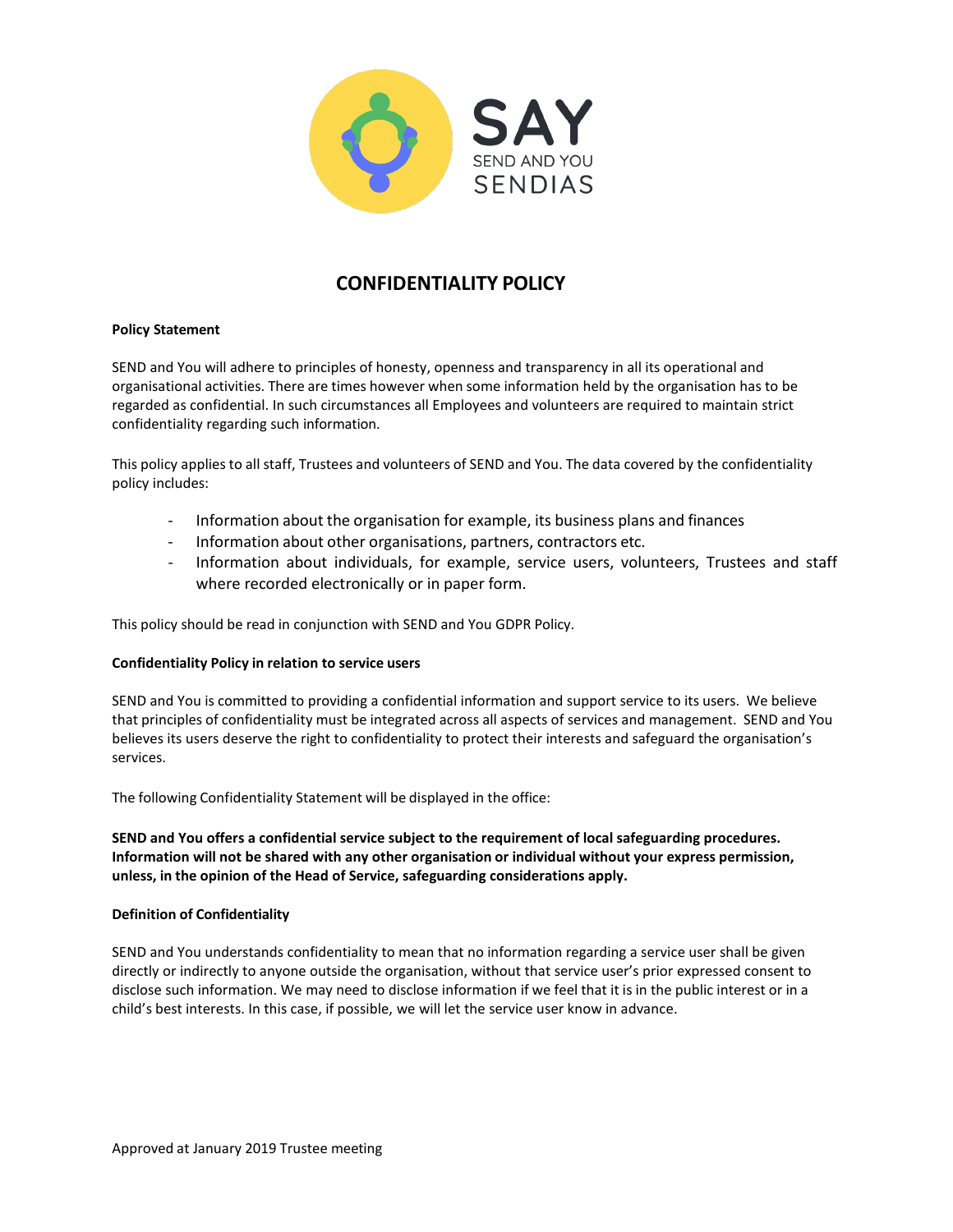SAY

SEND AND YOU

SENDIAS

# CONFIDENTIALITY POLICY

**Policy Statement**

SEND and You will adhere to principles of honesty, openness and transparency in all its operational and organisational activities. There are times however when some information held by the organisation has to be regarded as confidential. In such circumstances all Employees and volunteers are required to maintain strict confidentiality regarding such information.

This policy applies to all staff, Trustees and volunteers of SEND and You. The data covered by the confidentiality policy includes:

- Information about the organisation for example, its business plans and finances
- Information about other organisations, partners, contractors etc.
- Information about individuals, for example, service users, volunteers, Trustees and staff where recorded electronically or in paper form.

This policy should be read in conjunction with SEND and You GDPR Policy.

**Confidentiality Policy in relation to service users**

SEND and You is committed to providing a confidential information and support service to its users. We believe that principles of confidentiality must be integrated across all aspects of services and management. SEND and You believes its users deserve the right to confidentiality to protect their interests and safeguard the organisation's services.

The following Confidentiality Statement will be displayed in the office:

**SEND and You offers a confidential service subject to the requirement of local safeguarding procedures. Information will not be shared with any other organisation or individual without your express permission, unless, in the opinion of the Head of Service, safeguarding considerations apply.**

**Definition of Confidentiality**

SEND and You understands confidentiality to mean that no information regarding a service user shall be given directly or indirectly to anyone outside the organisation, without that service user's prior expressed consent to disclose such information. We may need to disclose information if we feel that it is in the public interest or in a child's best interests. In this case, if possible, we will let the service user know in advance.

Approved at January 2019 Trustee meeting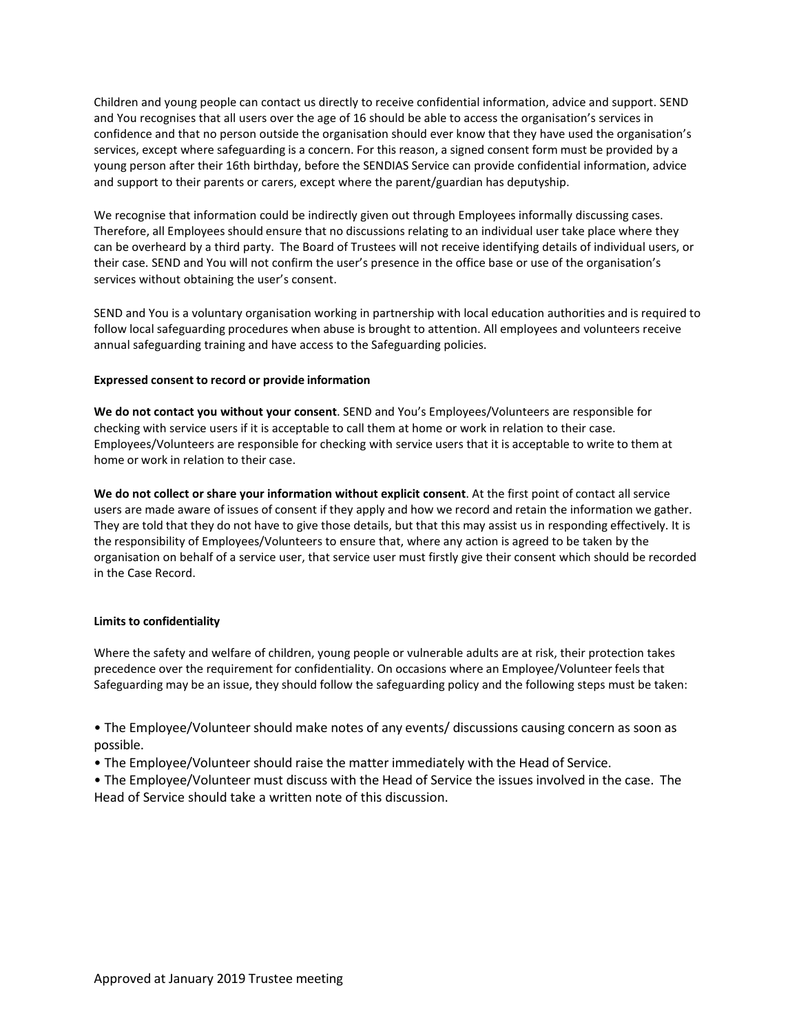Children and young people can contact us directly to receive confidential information, advice and support. SEND and You recognises that all users over the age of 16 should be able to access the organisation's services in confidence and that no person outside the organisation should ever know that they have used the organisation's services, except where safeguarding is a concern. For this reason, a signed consent form must be provided by a young person after their 16th birthday, before the SENDIAS Service can provide confidential information, advice and support to their parents or carers, except where the parent/guardian has deputyship.

We recognise that information could be indirectly given out through Employees informally discussing cases. Therefore, all Employees should ensure that no discussions relating to an individual user take place where they can be overheard by a third party. The Board of Trustees will not receive identifying details of individual users, or their case. SEND and You will not confirm the user's presence in the office base or use of the organisation's services without obtaining the user's consent.

SEND and You is a voluntary organisation working in partnership with local education authorities and is required to follow local safeguarding procedures when abuse is brought to attention. All employees and volunteers receive annual safeguarding training and have access to the Safeguarding policies.

**Expressed consent to record or provide information**

**We do not contact you without your consent**. SEND and You's Employees/Volunteers are responsible for checking with service users if it is acceptable to call them at home or work in relation to their case. Employees/Volunteers are responsible for checking with service users that it is acceptable to write to them at home or work in relation to their case.

**We do not collect or share your information without explicit consent**. At the first point of contact all service users are made aware of issues of consent if they apply and how we record and retain the information we gather. They are told that they do not have to give those details, but that this may assist us in responding effectively. It is the responsibility of Employees/Volunteers to ensure that, where any action is agreed to be taken by the organisation on behalf of a service user, that service user must firstly give their consent which should be recorded in the Case Record.

**Limits to confidentiality**

Where the safety and welfare of children, young people or vulnerable adults are at risk, their protection takes precedence over the requirement for confidentiality. On occasions where an Employee/Volunteer feels that Safeguarding may be an issue, they should follow the safeguarding policy and the following steps must be taken:

- The Employee/Volunteer should make notes of any events/ discussions causing concern as soon as possible.
- The Employee/Volunteer should raise the matter immediately with the Head of Service.
- The Employee/Volunteer must discuss with the Head of Service the issues involved in the case. The Head of Service should take a written note of this discussion.

Approved at January 2019 Trustee meeting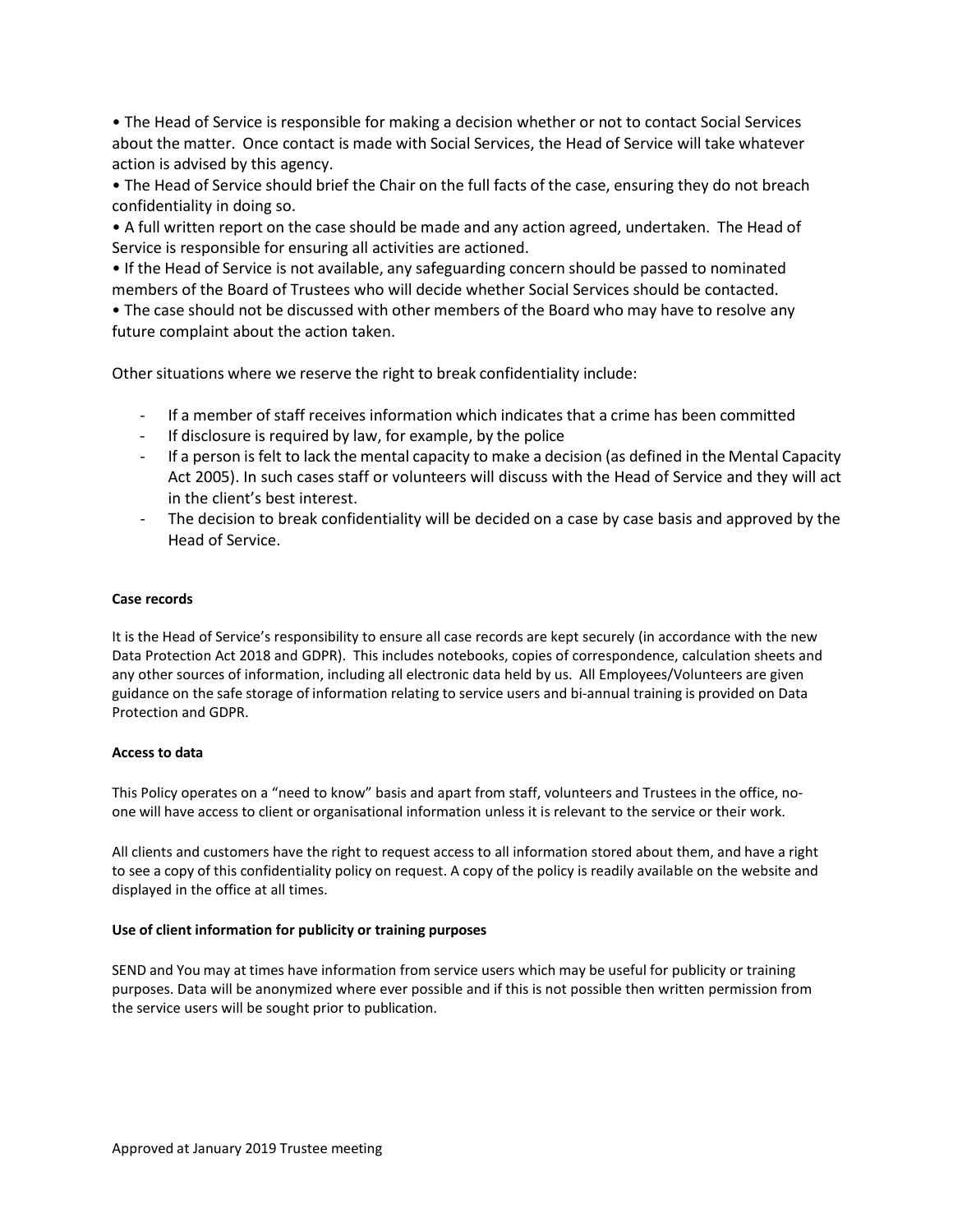• The Head of Service is responsible for making a decision whether or not to contact Social Services about the matter. Once contact is made with Social Services, the Head of Service will take whatever action is advised by this agency.
• The Head of Service should brief the Chair on the full facts of the case, ensuring they do not breach confidentiality in doing so.
• A full written report on the case should be made and any action agreed, undertaken. The Head of Service is responsible for ensuring all activities are actioned.
• If the Head of Service is not available, any safeguarding concern should be passed to nominated members of the Board of Trustees who will decide whether Social Services should be contacted.
• The case should not be discussed with other members of the Board who may have to resolve any future complaint about the action taken.

Other situations where we reserve the right to break confidentiality include:

- If a member of staff receives information which indicates that a crime has been committed
- If disclosure is required by law, for example, by the police
- If a person is felt to lack the mental capacity to make a decision (as defined in the Mental Capacity Act 2005). In such cases staff or volunteers will discuss with the Head of Service and they will act in the client's best interest.
- The decision to break confidentiality will be decided on a case by case basis and approved by the Head of Service.

**Case records**

It is the Head of Service's responsibility to ensure all case records are kept securely (in accordance with the new Data Protection Act 2018 and GDPR). This includes notebooks, copies of correspondence, calculation sheets and any other sources of information, including all electronic data held by us. All Employees/Volunteers are given guidance on the safe storage of information relating to service users and bi-annual training is provided on Data Protection and GDPR.

**Access to data**

This Policy operates on a "need to know" basis and apart from staff, volunteers and Trustees in the office, no-one will have access to client or organisational information unless it is relevant to the service or their work.

All clients and customers have the right to request access to all information stored about them, and have a right to see a copy of this confidentiality policy on request. A copy of the policy is readily available on the website and displayed in the office at all times.

**Use of client information for publicity or training purposes**

SEND and You may at times have information from service users which may be useful for publicity or training purposes. Data will be anonymized where ever possible and if this is not possible then written permission from the service users will be sought prior to publication.

Approved at January 2019 Trustee meeting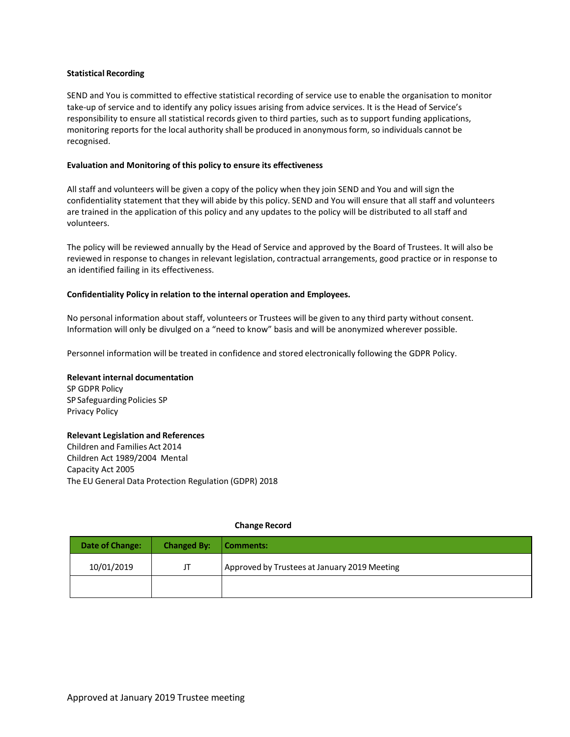**Statistical Recording**

SEND and You is committed to effective statistical recording of service use to enable the organisation to monitor take-up of service and to identify any policy issues arising from advice services. It is the Head of Service's responsibility to ensure all statistical records given to third parties, such as to support funding applications, monitoring reports for the local authority shall be produced in anonymous form, so individuals cannot be recognised.

**Evaluation and Monitoring of this policy to ensure its effectiveness**

All staff and volunteers will be given a copy of the policy when they join SEND and You and will sign the confidentiality statement that they will abide by this policy. SEND and You will ensure that all staff and volunteers are trained in the application of this policy and any updates to the policy will be distributed to all staff and volunteers.

The policy will be reviewed annually by the Head of Service and approved by the Board of Trustees. It will also be reviewed in response to changes in relevant legislation, contractual arrangements, good practice or in response to an identified failing in its effectiveness.

**Confidentiality Policy in relation to the internal operation and Employees.**

No personal information about staff, volunteers or Trustees will be given to any third party without consent. Information will only be divulged on a "need to know" basis and will be anonymized wherever possible.

Personnel information will be treated in confidence and stored electronically following the GDPR Policy.

**Relevant internal documentation**

SP GDPR Policy
SP Safeguarding Policies SP
Privacy Policy

**Relevant Legislation and References**

Children and Families Act 2014
Children Act 1989/2004 Mental
Capacity Act 2005
The EU General Data Protection Regulation (GDPR) 2018

**Change Record**

| Date of Change: | Changed By: | Comments: |
|---|---|---|
| 10/01/2019 | JT | Approved by Trustees at January 2019 Meeting |
| | | |

Approved at January 2019 Trustee meeting